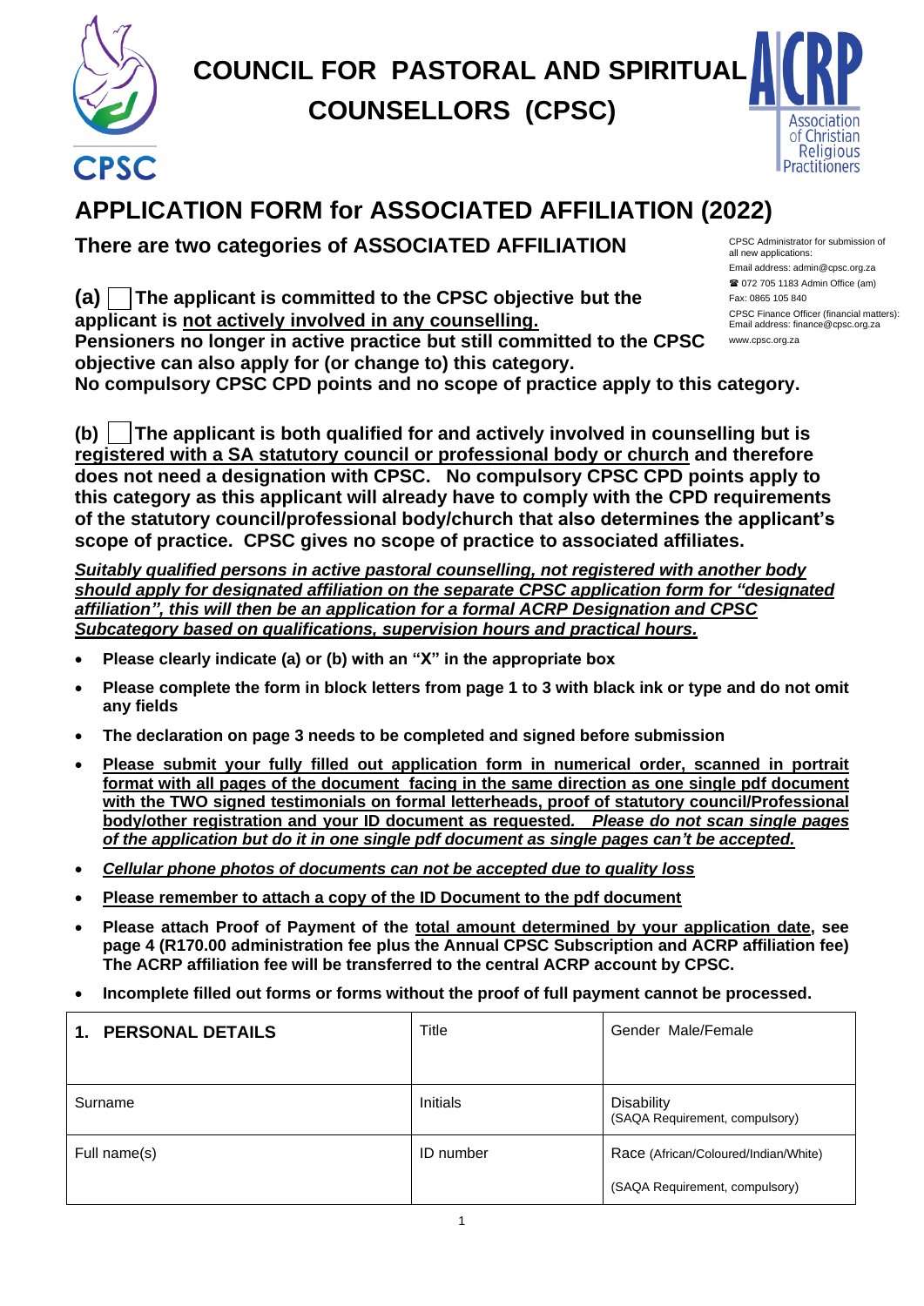# COUNCIL FOR PASTORAL AND SPIRITUAL COUNSELLORS (CPSC)

CPSC

ACRP Association of Christian Religious Practitioners

## APPLICATION FORM for ASSOCIATED AFFILIATION (2022)

CPSC Administrator for submission of all new applications:
Email address: admin@cpsc.org.za
☎ 072 705 1183 Admin Office (am)
Fax: 0865 105 840
CPSC Finance Officer (financial matters): Email address: finance@cpsc.org.za
www.cpsc.org.za

### There are two categories of ASSOCIATED AFFILIATION

**(a) ☐ The applicant is committed to the CPSC objective but the applicant is <u>not actively involved in any counselling.</u>**
**Pensioners no longer in active practice but still committed to the CPSC objective can also apply for (or change to) this category.**
**No compulsory CPSC CPD points and no scope of practice apply to this category.**

**(b) ☐ The applicant is both qualified for and actively involved in counselling but is <u>registered with a SA statutory council or professional body or church</u> and therefore does not need a designation with CPSC. No compulsory CPSC CPD points apply to this category as this applicant will already have to comply with the CPD requirements of the statutory council/professional body/church that also determines the applicant's scope of practice. CPSC gives no scope of practice to associated affiliates.**

***<u>Suitably qualified persons in active pastoral counselling, not registered with another body should apply for designated affiliation on the separate CPSC application form for "designated affiliation", this will then be an application for a formal ACRP Designation and CPSC Subcategory based on qualifications, supervision hours and practical hours.</u>***

- **Please clearly indicate (a) or (b) with an "X" in the appropriate box**
- **Please complete the form in block letters from page 1 to 3 with black ink or type and do not omit any fields**
- **The declaration on page 3 needs to be completed and signed before submission**
- **<u>Please submit your fully filled out application form in numerical order, scanned in portrait format with all pages of the document facing in the same direction as one single pdf document with the TWO signed testimonials on formal letterheads, proof of statutory council/Professional body/other registration and your ID document as requested. *Please do not scan single pages of the application but do it in one single pdf document as single pages can't be accepted.*</u>**
- ***<u>Cellular phone photos of documents can not be accepted due to quality loss</u>***
- **<u>Please remember to attach a copy of the ID Document to the pdf document</u>**
- **Please attach Proof of Payment of the <u>total amount determined by your application date</u>, see page 4 (R170.00 administration fee plus the Annual CPSC Subscription and ACRP affiliation fee) The ACRP affiliation fee will be transferred to the central ACRP account by CPSC.**
- **Incomplete filled out forms or forms without the proof of full payment cannot be processed.**

| **1. PERSONAL DETAILS** | Title | Gender Male/Female |
|---|---|---|
| Surname | Initials | Disability (SAQA Requirement, compulsory) |
| Full name(s) | ID number | Race (African/Coloured/Indian/White) (SAQA Requirement, compulsory) |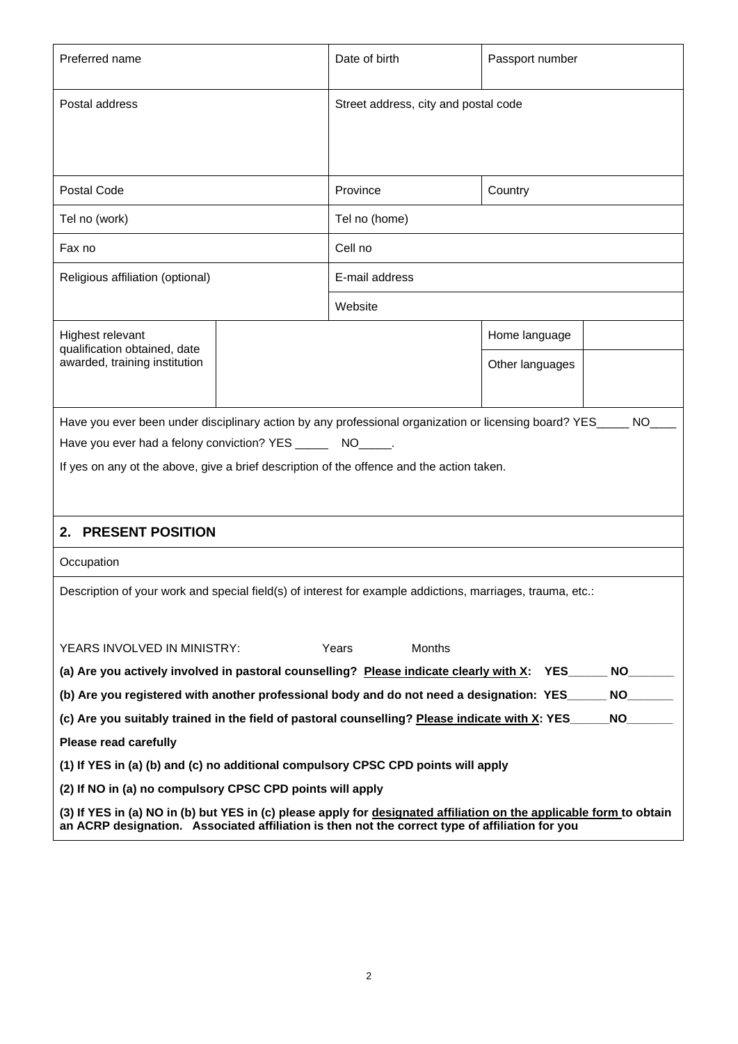| Preferred name | | Date of birth | Passport number | |
|---|---|---|---|---|
| Postal address | | Street address, city and postal code | | |
| Postal Code | | Province | Country | |
| Tel no (work) | | Tel no (home) | | |
| Fax no | | Cell no | | |
| Religious affiliation (optional) | | E-mail address | | |
| | | Website | | |
| Highest relevant qualification obtained, date awarded, training institution | | | Home language | |
| | | | Other languages | |

Have you ever been under disciplinary action by any professional organization or licensing board? YES_____ NO____

Have you ever had a felony conviction? YES _____ NO_____.

If yes on any ot the above, give a brief description of the offence and the action taken.

## 2. PRESENT POSITION

Occupation

Description of your work and special field(s) of interest for example addictions, marriages, trauma, etc.:

YEARS INVOLVED IN MINISTRY: Years Months

**(a) Are you actively involved in pastoral counselling? Please indicate clearly with X: YES______ NO_______**

**(b) Are you registered with another professional body and do not need a designation: YES______ NO_______**

**(c) Are you suitably trained in the field of pastoral counselling? Please indicate with X: YES______NO_______**

**Please read carefully**

**(1) If YES in (a) (b) and (c) no additional compulsory CPSC CPD points will apply**

**(2) If NO in (a) no compulsory CPSC CPD points will apply**

**(3) If YES in (a) NO in (b) but YES in (c) please apply for designated affiliation on the applicable form to obtain an ACRP designation. Associated affiliation is then not the correct type of affiliation for you**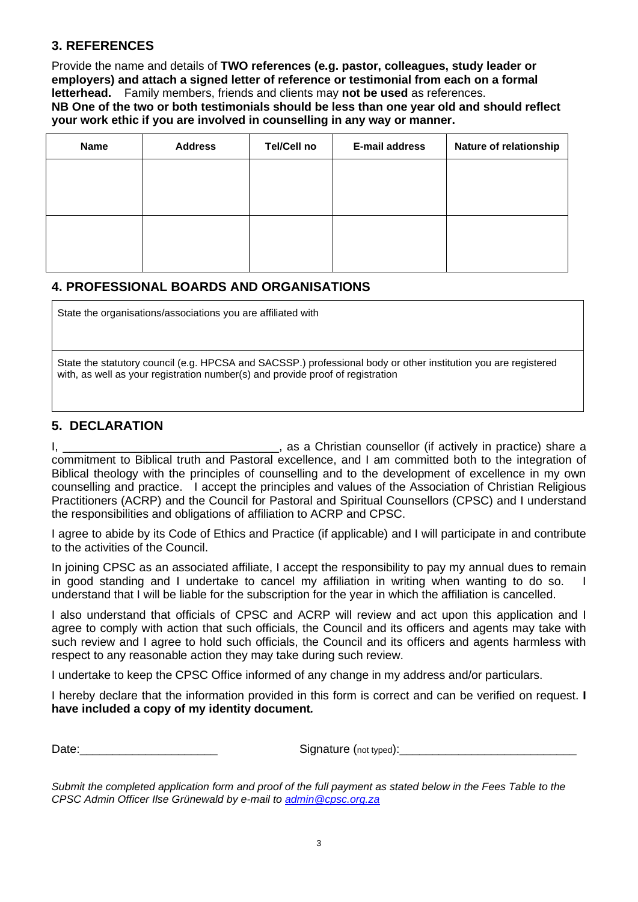## 3. REFERENCES

Provide the name and details of **TWO references (e.g. pastor, colleagues, study leader or employers) and attach a signed letter of reference or testimonial from each on a formal letterhead.** Family members, friends and clients may **not be used** as references.
**NB One of the two or both testimonials should be less than one year old and should reflect your work ethic if you are involved in counselling in any way or manner.**

| Name | Address | Tel/Cell no | E-mail address | Nature of relationship |
|---|---|---|---|---|
| | | | | |
| | | | | |

## 4. PROFESSIONAL BOARDS AND ORGANISATIONS

| State the organisations/associations you are affiliated with |
|---|
| State the statutory council (e.g. HPCSA and SACSSP.) professional body or other institution you are registered with, as well as your registration number(s) and provide proof of registration |

## 5. DECLARATION

I, ________________________________, as a Christian counsellor (if actively in practice) share a commitment to Biblical truth and Pastoral excellence, and I am committed both to the integration of Biblical theology with the principles of counselling and to the development of excellence in my own counselling and practice. I accept the principles and values of the Association of Christian Religious Practitioners (ACRP) and the Council for Pastoral and Spiritual Counsellors (CPSC) and I understand the responsibilities and obligations of affiliation to ACRP and CPSC.

I agree to abide by its Code of Ethics and Practice (if applicable) and I will participate in and contribute to the activities of the Council.

In joining CPSC as an associated affiliate, I accept the responsibility to pay my annual dues to remain in good standing and I undertake to cancel my affiliation in writing when wanting to do so. I understand that I will be liable for the subscription for the year in which the affiliation is cancelled.

I also understand that officials of CPSC and ACRP will review and act upon this application and I agree to comply with action that such officials, the Council and its officers and agents may take with such review and I agree to hold such officials, the Council and its officers and agents harmless with respect to any reasonable action they may take during such review.

I undertake to keep the CPSC Office informed of any change in my address and/or particulars.

I hereby declare that the information provided in this form is correct and can be verified on request. **I have included a copy of my identity document.**

Date:____________________ Signature (not typed):__________________________

*Submit the completed application form and proof of the full payment as stated below in the Fees Table to the CPSC Admin Officer Ilse Grünewald by e-mail to admin@cpsc.org.za*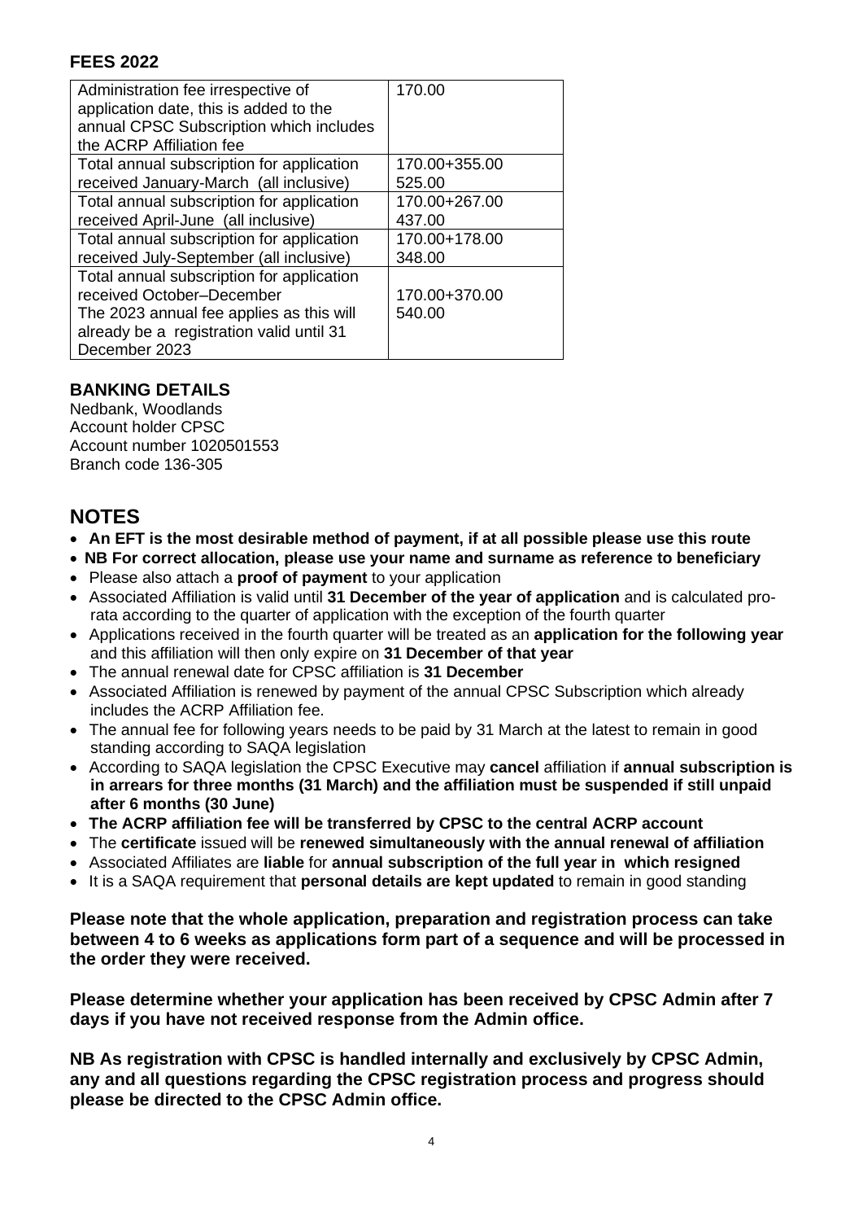**FEES 2022**

| | |
|---|---|
| Administration fee irrespective of application date, this is added to the annual CPSC Subscription which includes the ACRP Affiliation fee | 170.00 |
| Total annual subscription for application received January-March (all inclusive) | 170.00+355.00<br>525.00 |
| Total annual subscription for application received April-June (all inclusive) | 170.00+267.00<br>437.00 |
| Total annual subscription for application received July-September (all inclusive) | 170.00+178.00<br>348.00 |
| Total annual subscription for application received October–December<br>The 2023 annual fee applies as this will already be a registration valid until 31 December 2023 | 170.00+370.00<br>540.00 |

**BANKING DETAILS**

Nedbank, Woodlands
Account holder CPSC
Account number 1020501553
Branch code 136-305

## NOTES

- **An EFT is the most desirable method of payment, if at all possible please use this route**
- **NB For correct allocation, please use your name and surname as reference to beneficiary**
- Please also attach a **proof of payment** to your application
- Associated Affiliation is valid until **31 December of the year of application** and is calculated pro-rata according to the quarter of application with the exception of the fourth quarter
- Applications received in the fourth quarter will be treated as an **application for the following year** and this affiliation will then only expire on **31 December of that year**
- The annual renewal date for CPSC affiliation is **31 December**
- Associated Affiliation is renewed by payment of the annual CPSC Subscription which already includes the ACRP Affiliation fee.
- The annual fee for following years needs to be paid by 31 March at the latest to remain in good standing according to SAQA legislation
- According to SAQA legislation the CPSC Executive may **cancel** affiliation if **annual subscription is in arrears for three months (31 March) and the affiliation must be suspended if still unpaid after 6 months (30 June)**
- **The ACRP affiliation fee will be transferred by CPSC to the central ACRP account**
- The **certificate** issued will be **renewed simultaneously with the annual renewal of affiliation**
- Associated Affiliates are **liable** for **annual subscription of the full year in which resigned**
- It is a SAQA requirement that **personal details are kept updated** to remain in good standing

**Please note that the whole application, preparation and registration process can take between 4 to 6 weeks as applications form part of a sequence and will be processed in the order they were received.**

**Please determine whether your application has been received by CPSC Admin after 7 days if you have not received response from the Admin office.**

**NB As registration with CPSC is handled internally and exclusively by CPSC Admin, any and all questions regarding the CPSC registration process and progress should please be directed to the CPSC Admin office.**